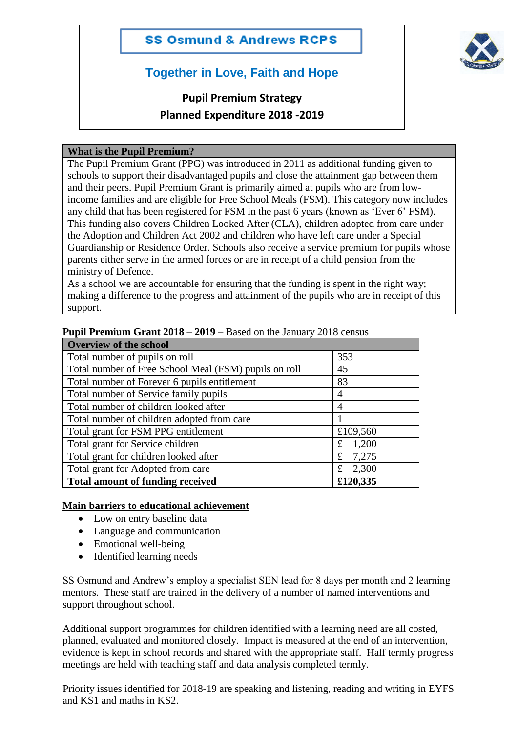# SS Osmund & Andrews RCPS

## Together in Love, Faith and Hope

**Pupil Premium Strategy**

**Planned Expenditure 2018 -2019**

| What is the Pupil Premium? |
|---|
| The Pupil Premium Grant (PPG) was introduced in 2011 as additional funding given to schools to support their disadvantaged pupils and close the attainment gap between them and their peers. Pupil Premium Grant is primarily aimed at pupils who are from low-income families and are eligible for Free School Meals (FSM). This category now includes any child that has been registered for FSM in the past 6 years (known as 'Ever 6' FSM). This funding also covers Children Looked After (CLA), children adopted from care under the Adoption and Children Act 2002 and children who have left care under a Special Guardianship or Residence Order. Schools also receive a service premium for pupils whose parents either serve in the armed forces or are in receipt of a child pension from the ministry of Defence. As a school we are accountable for ensuring that the funding is spent in the right way; making a difference to the progress and attainment of the pupils who are in receipt of this support. |

**Pupil Premium Grant 2018 – 2019** – Based on the January 2018 census

| Overview of the school | |
|---|---|
| Total number of pupils on roll | 353 |
| Total number of Free School Meal (FSM) pupils on roll | 45 |
| Total number of Forever 6 pupils entitlement | 83 |
| Total number of Service family pupils | 4 |
| Total number of children looked after | 4 |
| Total number of children adopted from care | 1 |
| Total grant for FSM PPG entitlement | £109,560 |
| Total grant for Service children | £ 1,200 |
| Total grant for children looked after | £ 7,275 |
| Total grant for Adopted from care | £ 2,300 |
| **Total amount of funding received** | **£120,335** |

**Main barriers to educational achievement**

- Low on entry baseline data
- Language and communication
- Emotional well-being
- Identified learning needs

SS Osmund and Andrew's employ a specialist SEN lead for 8 days per month and 2 learning mentors. These staff are trained in the delivery of a number of named interventions and support throughout school.

Additional support programmes for children identified with a learning need are all costed, planned, evaluated and monitored closely. Impact is measured at the end of an intervention, evidence is kept in school records and shared with the appropriate staff. Half termly progress meetings are held with teaching staff and data analysis completed termly.

Priority issues identified for 2018-19 are speaking and listening, reading and writing in EYFS and KS1 and maths in KS2.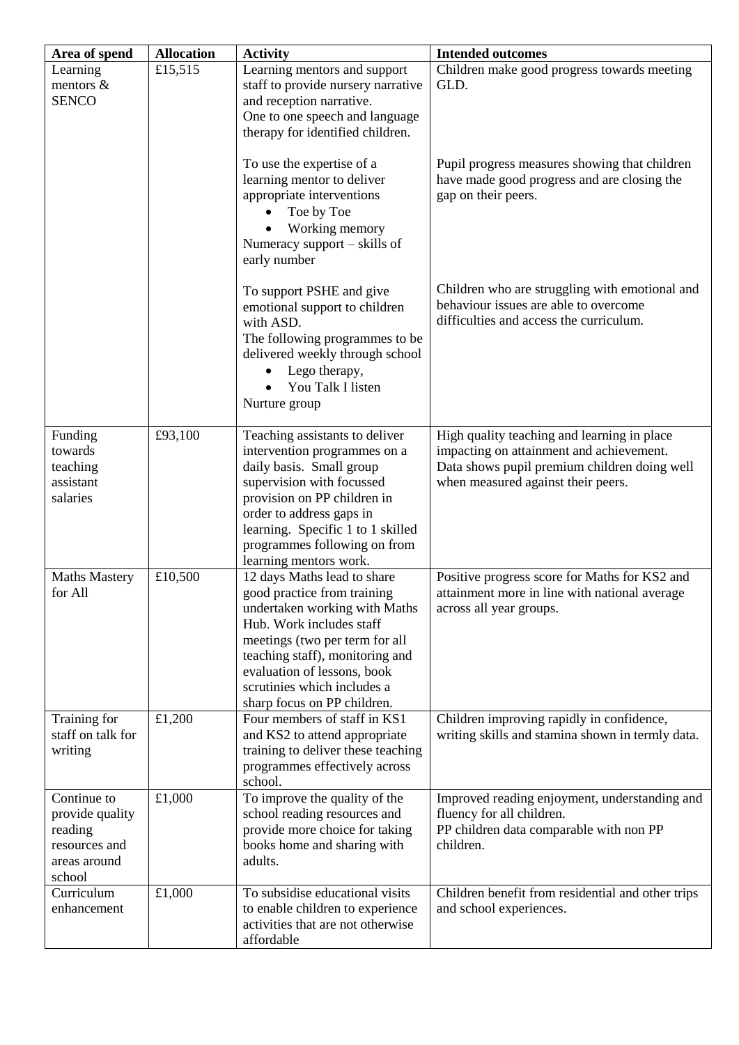| Area of spend | Allocation | Activity | Intended outcomes |
|---|---|---|---|
| Learning mentors & SENCO | £15,515 | Learning mentors and support staff to provide nursery narrative and reception narrative.<br>One to one speech and language therapy for identified children.<br><br>To use the expertise of a learning mentor to deliver appropriate interventions<br>• Toe by Toe<br>• Working memory<br>Numeracy support – skills of early number<br><br>To support PSHE and give emotional support to children with ASD.<br>The following programmes to be delivered weekly through school<br>• Lego therapy,<br>• You Talk I listen<br>Nurture group | Children make good progress towards meeting GLD.<br><br>Pupil progress measures showing that children have made good progress and are closing the gap on their peers.<br><br>Children who are struggling with emotional and behaviour issues are able to overcome difficulties and access the curriculum. |
| Funding towards teaching assistant salaries | £93,100 | Teaching assistants to deliver intervention programmes on a daily basis. Small group supervision with focussed provision on PP children in order to address gaps in learning. Specific 1 to 1 skilled programmes following on from learning mentors work. | High quality teaching and learning in place impacting on attainment and achievement. Data shows pupil premium children doing well when measured against their peers. |
| Maths Mastery for All | £10,500 | 12 days Maths lead to share good practice from training undertaken working with Maths Hub. Work includes staff meetings (two per term for all teaching staff), monitoring and evaluation of lessons, book scrutinies which includes a sharp focus on PP children. | Positive progress score for Maths for KS2 and attainment more in line with national average across all year groups. |
| Training for staff on talk for writing | £1,200 | Four members of staff in KS1 and KS2 to attend appropriate training to deliver these teaching programmes effectively across school. | Children improving rapidly in confidence, writing skills and stamina shown in termly data. |
| Continue to provide quality reading resources and areas around school | £1,000 | To improve the quality of the school reading resources and provide more choice for taking books home and sharing with adults. | Improved reading enjoyment, understanding and fluency for all children.<br>PP children data comparable with non PP children. |
| Curriculum enhancement | £1,000 | To subsidise educational visits to enable children to experience activities that are not otherwise affordable | Children benefit from residential and other trips and school experiences. |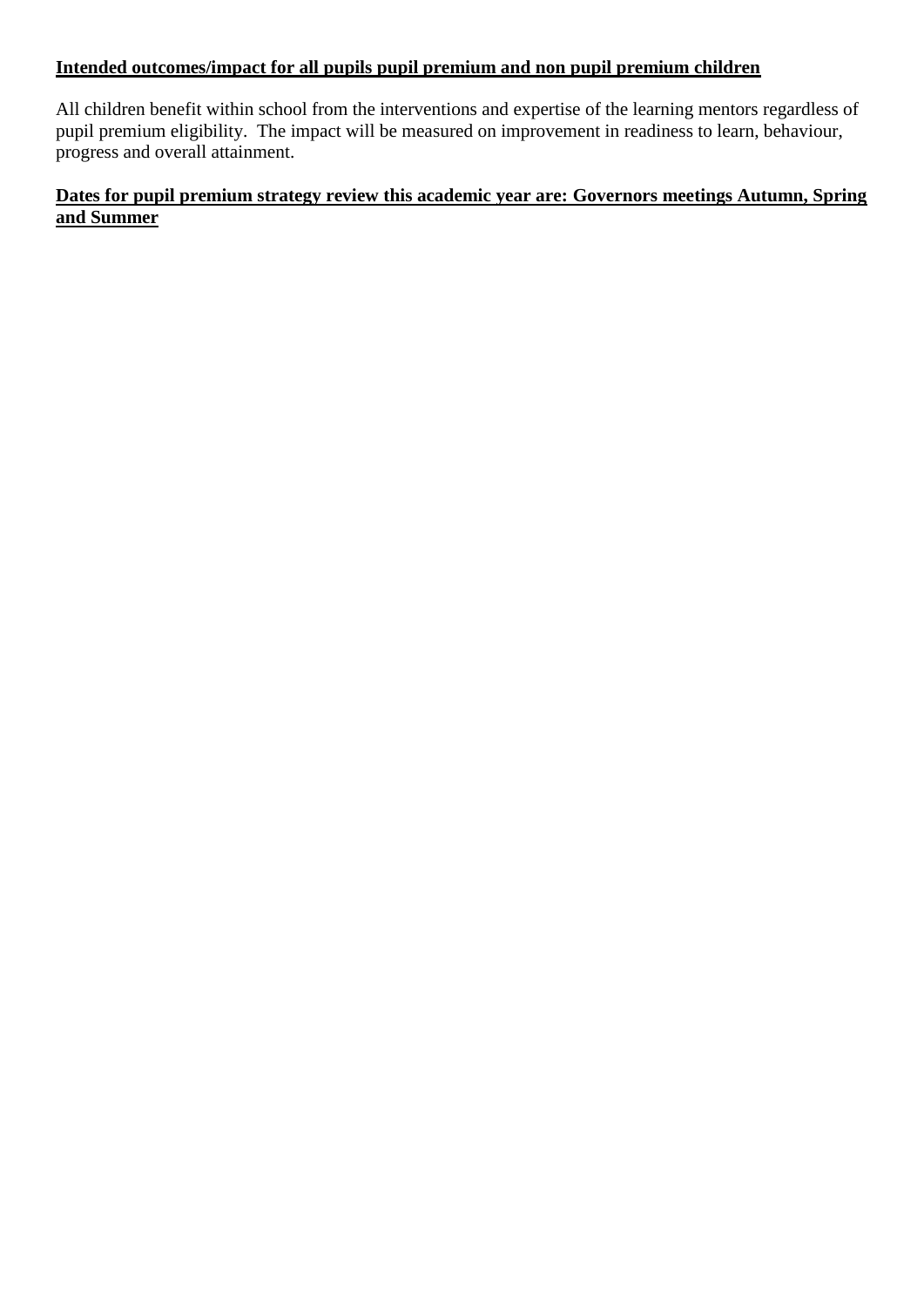**Intended outcomes/impact for all pupils pupil premium and non pupil premium children**

All children benefit within school from the interventions and expertise of the learning mentors regardless of pupil premium eligibility. The impact will be measured on improvement in readiness to learn, behaviour, progress and overall attainment.

**Dates for pupil premium strategy review this academic year are: Governors meetings Autumn, Spring and Summer**